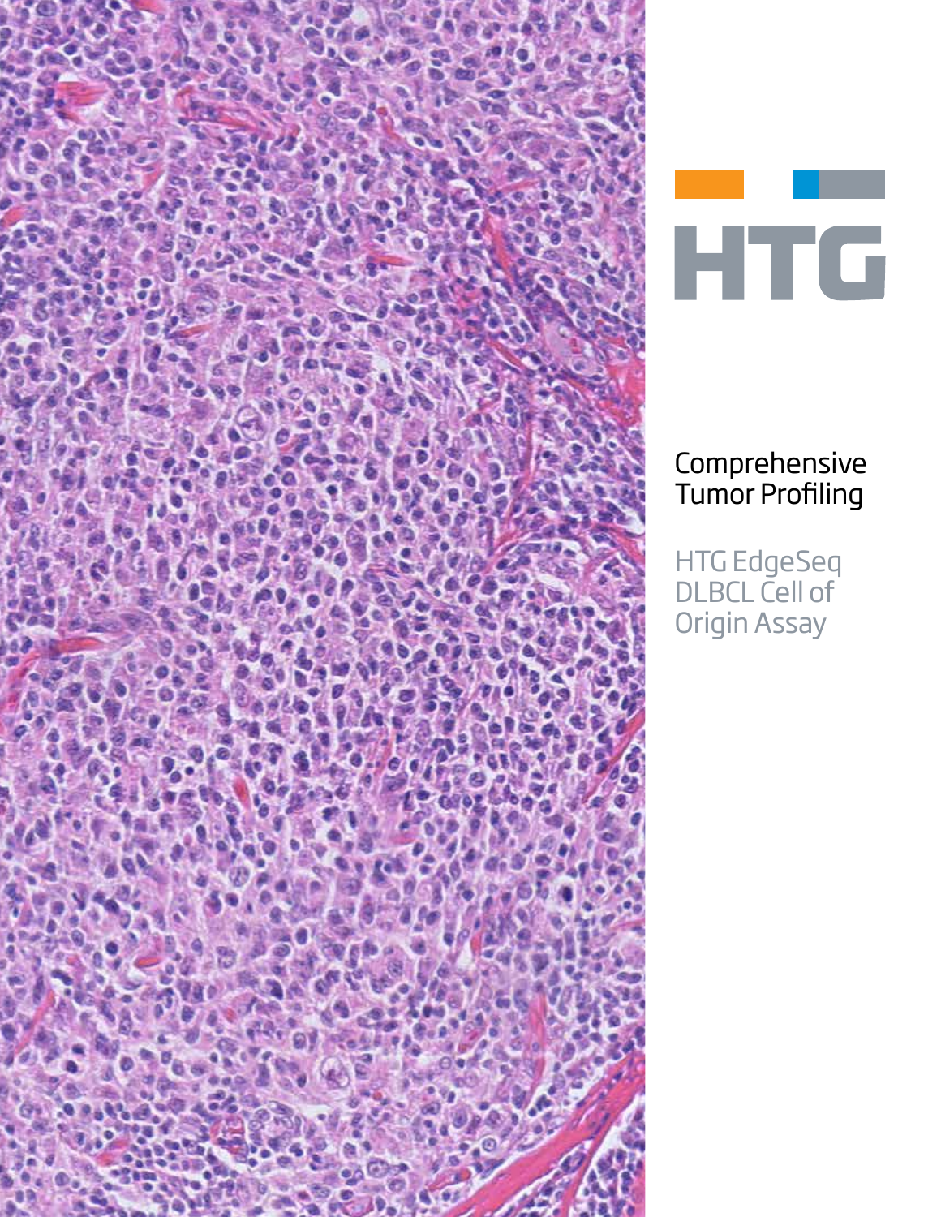HTG

# Comprehensive Tumor Profiling

## HTG EdgeSeq DLBCL Cell of Origin Assay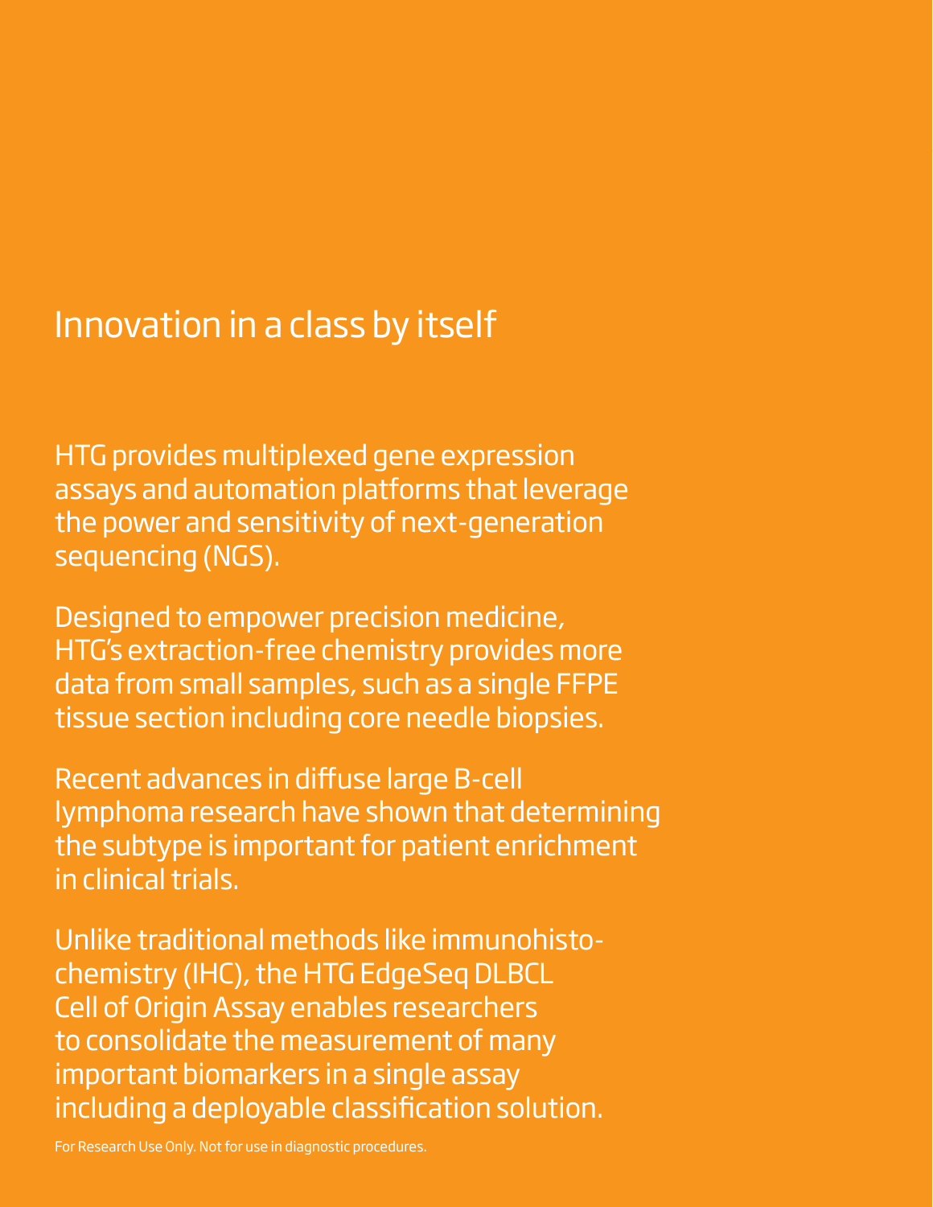# Innovation in a class by itself

HTG provides multiplexed gene expression assays and automation platforms that leverage the power and sensitivity of next-generation sequencing (NGS).

Designed to empower precision medicine, HTG's extraction-free chemistry provides more data from small samples, such as a single FFPE tissue section including core needle biopsies.

Recent advances in diffuse large B-cell lymphoma research have shown that determining the subtype is important for patient enrichment in clinical trials.

Unlike traditional methods like immunohistochemistry (IHC), the HTG EdgeSeq DLBCL Cell of Origin Assay enables researchers to consolidate the measurement of many important biomarkers in a single assay including a deployable classification solution.

For Research Use Only. Not for use in diagnostic procedures.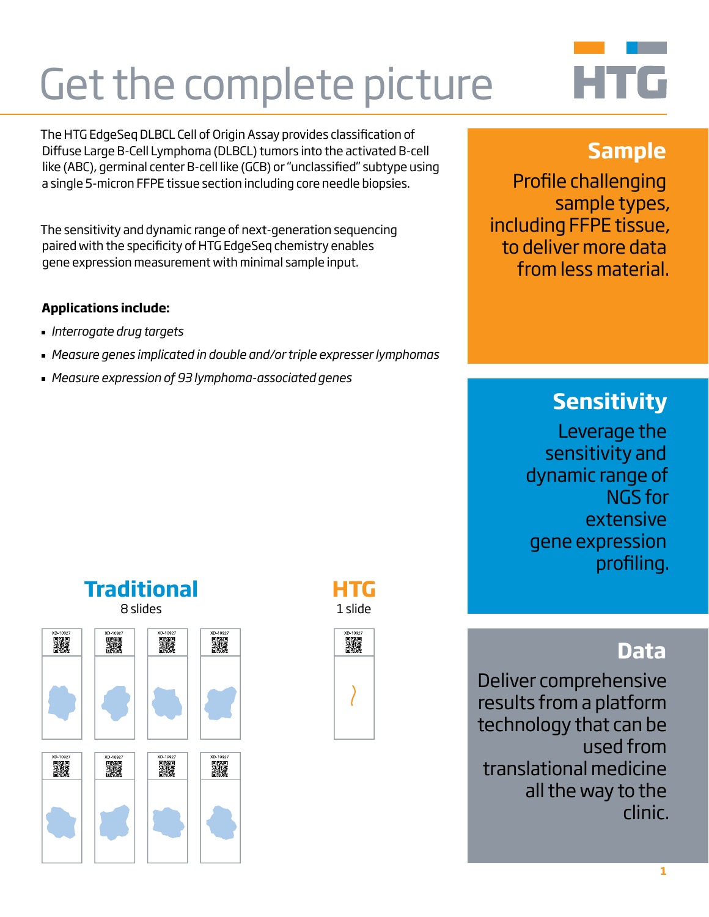# Get the complete picture

The HTG EdgeSeq DLBCL Cell of Origin Assay provides classification of Diffuse Large B-Cell Lymphoma (DLBCL) tumors into the activated B-cell like (ABC), germinal center B-cell like (GCB) or "unclassified" subtype using a single 5-micron FFPE tissue section including core needle biopsies.

The sensitivity and dynamic range of next-generation sequencing paired with the specificity of HTG EdgeSeq chemistry enables gene expression measurement with minimal sample input.

**Applications include:**

- *Interrogate drug targets*
- *Measure genes implicated in double and/or triple expresser lymphomas*
- *Measure expression of 93 lymphoma-associated genes*

**Traditional**
8 slides

**HTG**
1 slide

## Sample

Profile challenging sample types, including FFPE tissue, to deliver more data from less material.

## Sensitivity

Leverage the sensitivity and dynamic range of NGS for extensive gene expression profiling.

## Data

Deliver comprehensive results from a platform technology that can be used from translational medicine all the way to the clinic.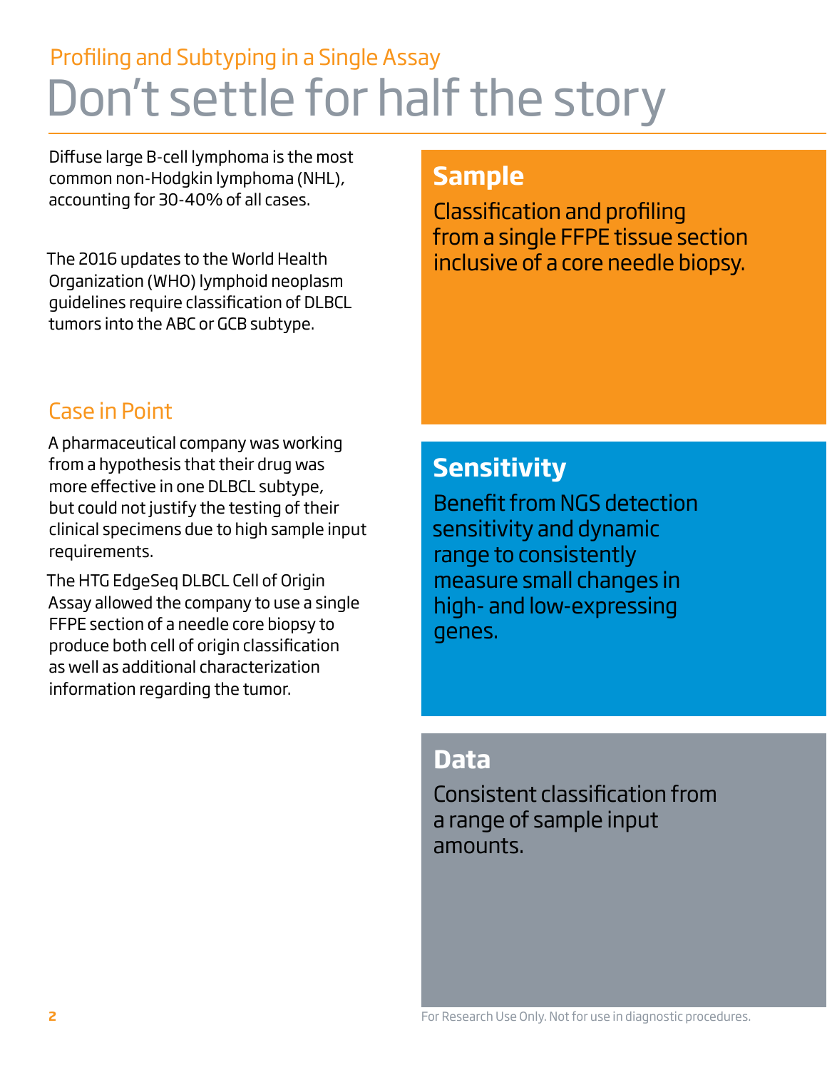Profiling and Subtyping in a Single Assay

# Don't settle for half the story

Diffuse large B-cell lymphoma is the most common non-Hodgkin lymphoma (NHL), accounting for 30-40% of all cases.

The 2016 updates to the World Health Organization (WHO) lymphoid neoplasm guidelines require classification of DLBCL tumors into the ABC or GCB subtype.

## Case in Point

A pharmaceutical company was working from a hypothesis that their drug was more effective in one DLBCL subtype, but could not justify the testing of their clinical specimens due to high sample input requirements.

The HTG EdgeSeq DLBCL Cell of Origin Assay allowed the company to use a single FFPE section of a needle core biopsy to produce both cell of origin classification as well as additional characterization information regarding the tumor.

## Sample

Classification and profiling from a single FFPE tissue section inclusive of a core needle biopsy.

## Sensitivity

Benefit from NGS detection sensitivity and dynamic range to consistently measure small changes in high- and low-expressing genes.

## Data

Consistent classification from a range of sample input amounts.

For Research Use Only. Not for use in diagnostic procedures.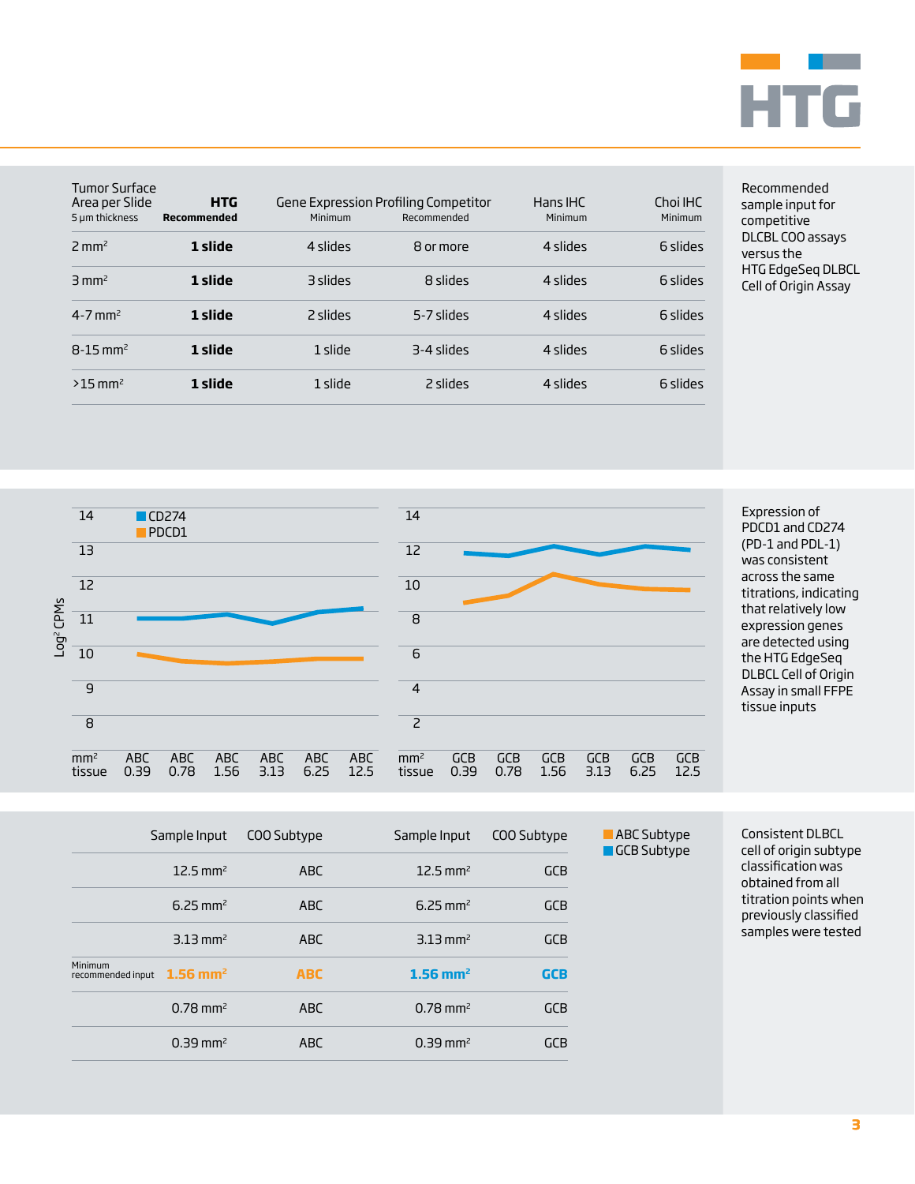| Tumor Surface Area per Slide (5 µm thickness) | HTG Recommended | Gene Expression Profiling Competitor Minimum | Gene Expression Profiling Competitor Recommended | Hans IHC Minimum | Choi IHC Minimum |
|---|---|---|---|---|---|
| 2 mm² | **1 slide** | 4 slides | 8 or more | 4 slides | 6 slides |
| 3 mm² | **1 slide** | 3 slides | 8 slides | 4 slides | 6 slides |
| 4-7 mm² | **1 slide** | 2 slides | 5-7 slides | 4 slides | 6 slides |
| 8-15 mm² | **1 slide** | 1 slide | 3-4 slides | 4 slides | 6 slides |
| >15 mm² | **1 slide** | 1 slide | 2 slides | 4 slides | 6 slides |

Recommended sample input for competitive DLCBL COO assays versus the HTG EdgeSeq DLBCL Cell of Origin Assay

Log² CPMs

| mm² tissue | ABC 0.39 | ABC 0.78 | ABC 1.56 | ABC 3.13 | ABC 6.25 | ABC 12.5 |
|---|---|---|---|---|---|---|

Legend: CD274, PDCD1

| mm² tissue | GCB 0.39 | GCB 0.78 | GCB 1.56 | GCB 3.13 | GCB 6.25 | GCB 12.5 |
|---|---|---|---|---|---|---|

Expression of PDCD1 and CD274 (PD-1 and PDL-1) was consistent across the same titrations, indicating that relatively low expression genes are detected using the HTG EdgeSeq DLBCL Cell of Origin Assay in small FFPE tissue inputs

| | Sample Input | COO Subtype | Sample Input | COO Subtype |
|---|---|---|---|---|
| | 12.5 mm² | ABC | 12.5 mm² | GCB |
| | 6.25 mm² | ABC | 6.25 mm² | GCB |
| | 3.13 mm² | ABC | 3.13 mm² | GCB |
| Minimum recommended input | **1.56 mm²** | **ABC** | **1.56 mm²** | **GCB** |
| | 0.78 mm² | ABC | 0.78 mm² | GCB |
| | 0.39 mm² | ABC | 0.39 mm² | GCB |

ABC Subtype
GCB Subtype

Consistent DLBCL cell of origin subtype classification was obtained from all titration points when previously classified samples were tested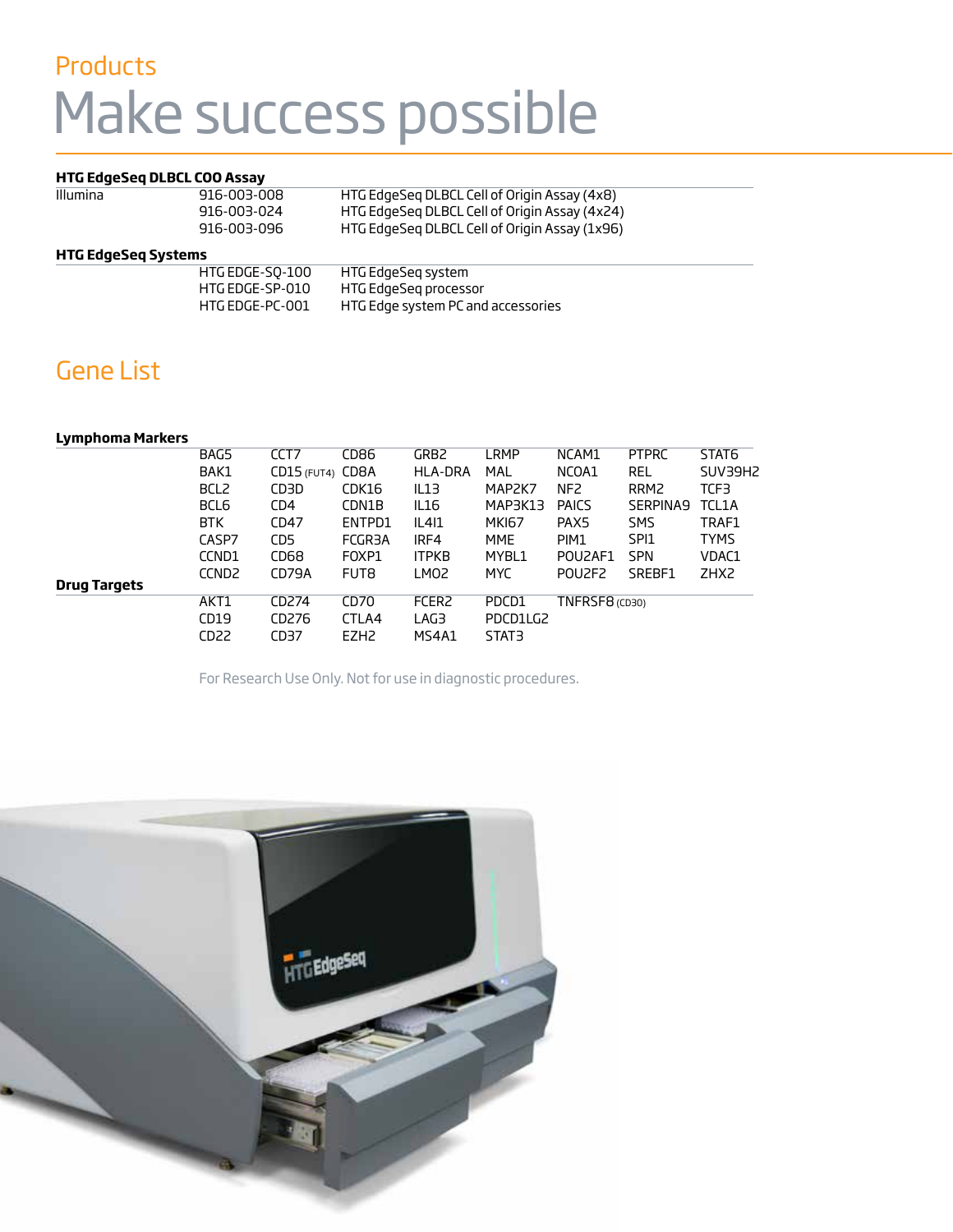## Products

# Make success possible

### HTG EdgeSeq DLBCL COO Assay

| | | |
|---|---|---|
| Illumina | 916-003-008 | HTG EdgeSeq DLBCL Cell of Origin Assay (4x8) |
| | 916-003-024 | HTG EdgeSeq DLBCL Cell of Origin Assay (4x24) |
| | 916-003-096 | HTG EdgeSeq DLBCL Cell of Origin Assay (1x96) |

### HTG EdgeSeq Systems

| | | |
|---|---|---|
| | HTG EDGE-SQ-100 | HTG EdgeSeq system |
| | HTG EDGE-SP-010 | HTG EdgeSeq processor |
| | HTG EDGE-PC-001 | HTG Edge system PC and accessories |

## Gene List

### Lymphoma Markers

| | | | | | | | |
|---|---|---|---|---|---|---|---|
| BAG5 | CCT7 | CD86 | GRB2 | LRMP | NCAM1 | PTPRC | STAT6 |
| BAK1 | CD15 (FUT4) | CD8A | HLA-DRA | MAL | NCOA1 | REL | SUV39H2 |
| BCL2 | CD3D | CDK16 | IL13 | MAP2K7 | NF2 | RRM2 | TCF3 |
| BCL6 | CD4 | CDN1B | IL16 | MAP3K13 | PAICS | SERPINA9 | TCL1A |
| BTK | CD47 | ENTPD1 | IL4I1 | MKI67 | PAX5 | SMS | TRAF1 |
| CASP7 | CD5 | FCGR3A | IRF4 | MME | PIM1 | SPI1 | TYMS |
| CCND1 | CD68 | FOXP1 | ITPKB | MYBL1 | POU2AF1 | SPN | VDAC1 |
| CCND2 | CD79A | FUT8 | LMO2 | MYC | POU2F2 | SREBF1 | ZHX2 |

### Drug Targets

| | | | | | |
|---|---|---|---|---|---|
| AKT1 | CD274 | CD70 | FCER2 | PDCD1 | TNFRSF8 (CD30) |
| CD19 | CD276 | CTLA4 | LAG3 | PDCD1LG2 | |
| CD22 | CD37 | EZH2 | MS4A1 | STAT3 | |

For Research Use Only. Not for use in diagnostic procedures.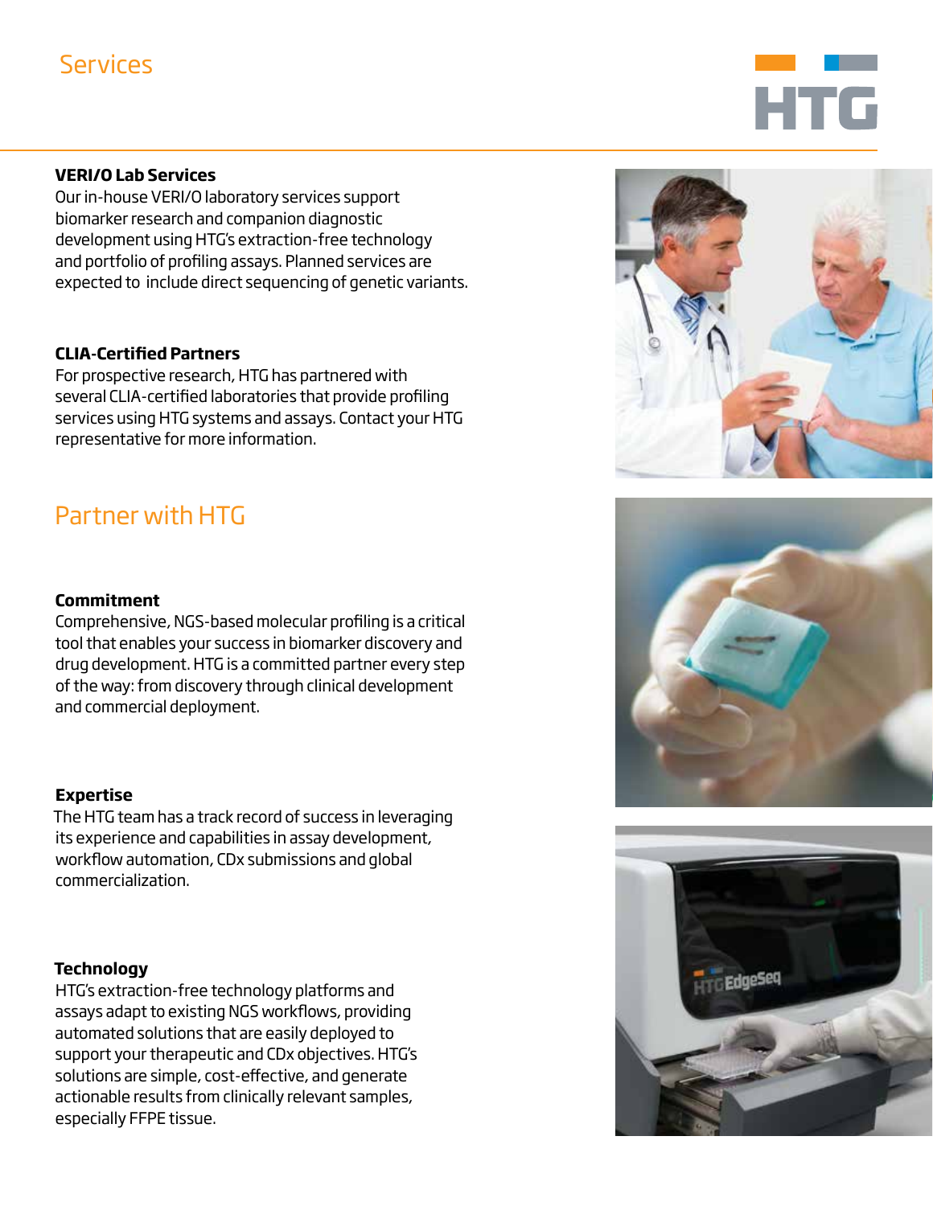# Services

### VERI/O Lab Services

Our in-house VERI/O laboratory services support biomarker research and companion diagnostic development using HTG's extraction-free technology and portfolio of profiling assays. Planned services are expected to include direct sequencing of genetic variants.

### CLIA-Certified Partners

For prospective research, HTG has partnered with several CLIA-certified laboratories that provide profiling services using HTG systems and assays. Contact your HTG representative for more information.

# Partner with HTG

### Commitment

Comprehensive, NGS-based molecular profiling is a critical tool that enables your success in biomarker discovery and drug development. HTG is a committed partner every step of the way: from discovery through clinical development and commercial deployment.

### Expertise

The HTG team has a track record of success in leveraging its experience and capabilities in assay development, workflow automation, CDx submissions and global commercialization.

### Technology

HTG's extraction-free technology platforms and assays adapt to existing NGS workflows, providing automated solutions that are easily deployed to support your therapeutic and CDx objectives. HTG's solutions are simple, cost-effective, and generate actionable results from clinically relevant samples, especially FFPE tissue.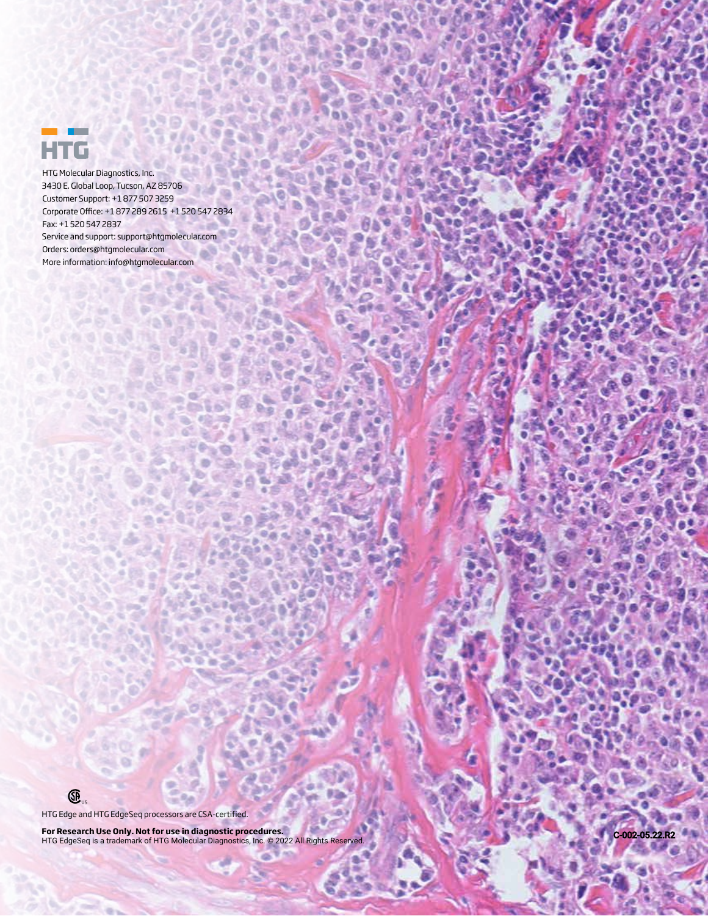HTG

HTG Molecular Diagnostics, Inc.
3430 E. Global Loop, Tucson, AZ 85706
Customer Support: +1 877 507 3259
Corporate Office: +1 877 289 2615  +1 520 547 2834
Fax: +1 520 547 2837
Service and support: support@htgmolecular.com
Orders: orders@htgmolecular.com
More information: info@htgmolecular.com

HTG Edge and HTG EdgeSeq processors are CSA-certified.

**For Research Use Only. Not for use in diagnostic procedures.**
HTG EdgeSeq is a trademark of HTG Molecular Diagnostics, Inc. © 2022 All Rights Reserved.

**C-002-05.22.R2**